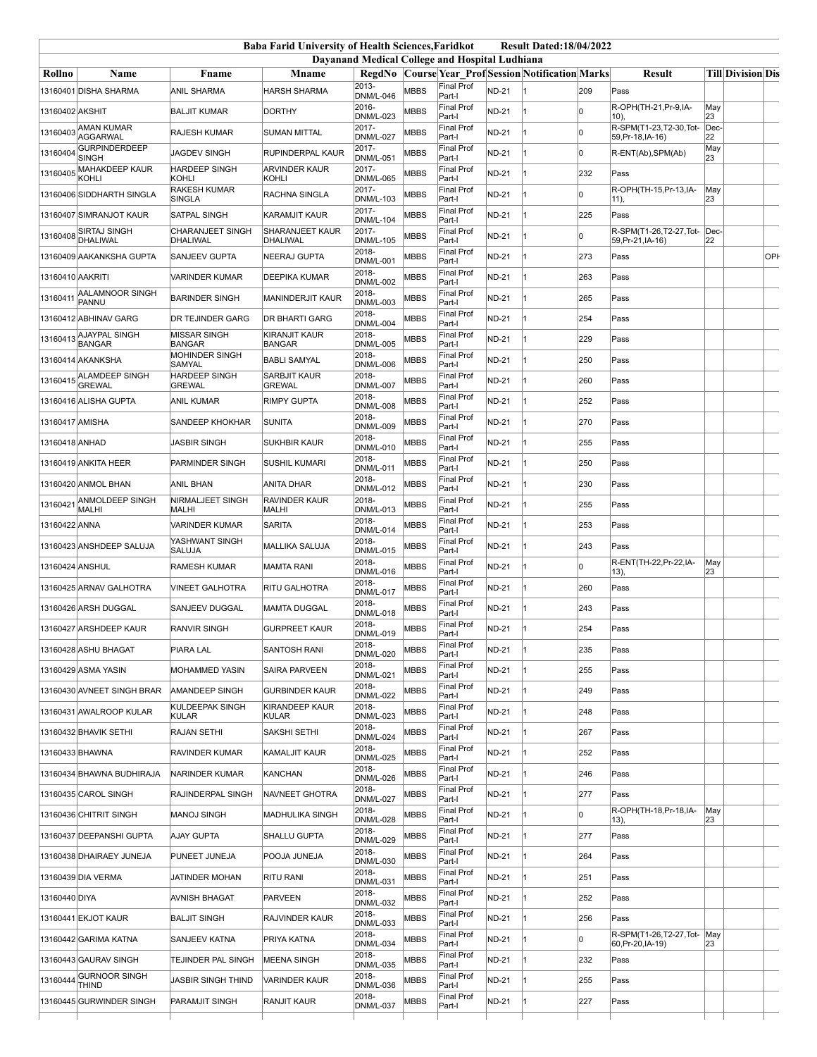## Baba Farid University of Health Sciences,Faridkot Result Dated:18/04/2022

### Dayanand Medical College and Hospital Ludhiana

| Rollno | Name | Fname | Mname | RegdNo | Course | Year_Prof | Session | Notification | Marks | Result | Till | Division | Dis |
|---|---|---|---|---|---|---|---|---|---|---|---|---|---|
| 13160401 | DISHA SHARMA | ANIL SHARMA | HARSH SHARMA | 2013-DNM/L-046 | MBBS | Final Prof Part-I | ND-21 | 1 | 209 | Pass | | | |
| 13160402 | AKSHIT | BALJIT KUMAR | DORTHY | 2016-DNM/L-023 | MBBS | Final Prof Part-I | ND-21 | 1 | 0 | R-OPH(TH-21,Pr-9,IA-10), | May 23 | | |
| 13160403 | AMAN KUMAR AGGARWAL | RAJESH KUMAR | SUMAN MITTAL | 2017-DNM/L-027 | MBBS | Final Prof Part-I | ND-21 | 1 | 0 | R-SPM(T1-23,T2-30,Tot-59,Pr-18,IA-16) | Dec-22 | | |
| 13160404 | GURPINDERDEEP SINGH | JAGDEV SINGH | RUPINDERPAL KAUR | 2017-DNM/L-051 | MBBS | Final Prof Part-I | ND-21 | 1 | 0 | R-ENT(Ab),SPM(Ab) | May 23 | | |
| 13160405 | MAHAKDEEP KAUR KOHLI | HARDEEP SINGH KOHLI | ARVINDER KAUR KOHLI | 2017-DNM/L-065 | MBBS | Final Prof Part-I | ND-21 | 1 | 232 | Pass | | | |
| 13160406 | SIDDHARTH SINGLA | RAKESH KUMAR SINGLA | RACHNA SINGLA | 2017-DNM/L-103 | MBBS | Final Prof Part-I | ND-21 | 1 | 0 | R-OPH(TH-15,Pr-13,IA-11), | May 23 | | |
| 13160407 | SIMRANJOT KAUR | SATPAL SINGH | KARAMJIT KAUR | 2017-DNM/L-104 | MBBS | Final Prof Part-I | ND-21 | 1 | 225 | Pass | | | |
| 13160408 | SIRTAJ SINGH DHALIWAL | CHARANJEET SINGH DHALIWAL | SHARANJEET KAUR DHALIWAL | 2017-DNM/L-105 | MBBS | Final Prof Part-I | ND-21 | 1 | 0 | R-SPM(T1-26,T2-27,Tot-59,Pr-21,IA-16) | Dec-22 | | |
| 13160409 | AAKANKSHA GUPTA | SANJEEV GUPTA | NEERAJ GUPTA | 2018-DNM/L-001 | MBBS | Final Prof Part-I | ND-21 | 1 | 273 | Pass | | | OPH |
| 13160410 | AAKRITI | VARINDER KUMAR | DEEPIKA KUMAR | 2018-DNM/L-002 | MBBS | Final Prof Part-I | ND-21 | 1 | 263 | Pass | | | |
| 13160411 | AALAMNOOR SINGH PANNU | BARINDER SINGH | MANINDERJIT KAUR | 2018-DNM/L-003 | MBBS | Final Prof Part-I | ND-21 | 1 | 265 | Pass | | | |
| 13160412 | ABHINAV GARG | DR TEJINDER GARG | DR BHARTI GARG | 2018-DNM/L-004 | MBBS | Final Prof Part-I | ND-21 | 1 | 254 | Pass | | | |
| 13160413 | AJAYPAL SINGH BANGAR | MISSAR SINGH BANGAR | KIRANJIT KAUR BANGAR | 2018-DNM/L-005 | MBBS | Final Prof Part-I | ND-21 | 1 | 229 | Pass | | | |
| 13160414 | AKANKSHA | MOHINDER SINGH SAMYAL | BABLI SAMYAL | 2018-DNM/L-006 | MBBS | Final Prof Part-I | ND-21 | 1 | 250 | Pass | | | |
| 13160415 | ALAMDEEP SINGH GREWAL | HARDEEP SINGH GREWAL | SARBJIT KAUR GREWAL | 2018-DNM/L-007 | MBBS | Final Prof Part-I | ND-21 | 1 | 260 | Pass | | | |
| 13160416 | ALISHA GUPTA | ANIL KUMAR | RIMPY GUPTA | 2018-DNM/L-008 | MBBS | Final Prof Part-I | ND-21 | 1 | 252 | Pass | | | |
| 13160417 | AMISHA | SANDEEP KHOKHAR | SUNITA | 2018-DNM/L-009 | MBBS | Final Prof Part-I | ND-21 | 1 | 270 | Pass | | | |
| 13160418 | ANHAD | JASBIR SINGH | SUKHBIR KAUR | 2018-DNM/L-010 | MBBS | Final Prof Part-I | ND-21 | 1 | 255 | Pass | | | |
| 13160419 | ANKITA HEER | PARMINDER SINGH | SUSHIL KUMARI | 2018-DNM/L-011 | MBBS | Final Prof Part-I | ND-21 | 1 | 250 | Pass | | | |
| 13160420 | ANMOL BHAN | ANIL BHAN | ANITA DHAR | 2018-DNM/L-012 | MBBS | Final Prof Part-I | ND-21 | 1 | 230 | Pass | | | |
| 13160421 | ANMOLDEEP SINGH MALHI | NIRMALJEET SINGH MALHI | RAVINDER KAUR MALHI | 2018-DNM/L-013 | MBBS | Final Prof Part-I | ND-21 | 1 | 255 | Pass | | | |
| 13160422 | ANNA | VARINDER KUMAR | SARITA | 2018-DNM/L-014 | MBBS | Final Prof Part-I | ND-21 | 1 | 253 | Pass | | | |
| 13160423 | ANSHDEEP SALUJA | YASHWANT SINGH SALUJA | MALLIKA SALUJA | 2018-DNM/L-015 | MBBS | Final Prof Part-I | ND-21 | 1 | 243 | Pass | | | |
| 13160424 | ANSHUL | RAMESH KUMAR | MAMTA RANI | 2018-DNM/L-016 | MBBS | Final Prof Part-I | ND-21 | 1 | 0 | R-ENT(TH-22,Pr-22,IA-13), | May 23 | | |
| 13160425 | ARNAV GALHOTRA | VINEET GALHOTRA | RITU GALHOTRA | 2018-DNM/L-017 | MBBS | Final Prof Part-I | ND-21 | 1 | 260 | Pass | | | |
| 13160426 | ARSH DUGGAL | SANJEEV DUGGAL | MAMTA DUGGAL | 2018-DNM/L-018 | MBBS | Final Prof Part-I | ND-21 | 1 | 243 | Pass | | | |
| 13160427 | ARSHDEEP KAUR | RANVIR SINGH | GURPREET KAUR | 2018-DNM/L-019 | MBBS | Final Prof Part-I | ND-21 | 1 | 254 | Pass | | | |
| 13160428 | ASHU BHAGAT | PIARA LAL | SANTOSH RANI | 2018-DNM/L-020 | MBBS | Final Prof Part-I | ND-21 | 1 | 235 | Pass | | | |
| 13160429 | ASMA YASIN | MOHAMMED YASIN | SAIRA PARVEEN | 2018-DNM/L-021 | MBBS | Final Prof Part-I | ND-21 | 1 | 255 | Pass | | | |
| 13160430 | AVNEET SINGH BRAR | AMANDEEP SINGH | GURBINDER KAUR | 2018-DNM/L-022 | MBBS | Final Prof Part-I | ND-21 | 1 | 249 | Pass | | | |
| 13160431 | AWALROOP KULAR | KULDEEPAK SINGH KULAR | KIRANDEEP KAUR KULAR | 2018-DNM/L-023 | MBBS | Final Prof Part-I | ND-21 | 1 | 248 | Pass | | | |
| 13160432 | BHAVIK SETHI | RAJAN SETHI | SAKSHI SETHI | 2018-DNM/L-024 | MBBS | Final Prof Part-I | ND-21 | 1 | 267 | Pass | | | |
| 13160433 | BHAWNA | RAVINDER KUMAR | KAMALJIT KAUR | 2018-DNM/L-025 | MBBS | Final Prof Part-I | ND-21 | 1 | 252 | Pass | | | |
| 13160434 | BHAWNA BUDHIRAJA | NARINDER KUMAR | KANCHAN | 2018-DNM/L-026 | MBBS | Final Prof Part-I | ND-21 | 1 | 246 | Pass | | | |
| 13160435 | CAROL SINGH | RAJINDERPAL SINGH | NAVNEET GHOTRA | 2018-DNM/L-027 | MBBS | Final Prof Part-I | ND-21 | 1 | 277 | Pass | | | |
| 13160436 | CHITRIT SINGH | MANOJ SINGH | MADHULIKA SINGH | 2018-DNM/L-028 | MBBS | Final Prof Part-I | ND-21 | 1 | 0 | R-OPH(TH-18,Pr-18,IA-13), | May 23 | | |
| 13160437 | DEEPANSHI GUPTA | AJAY GUPTA | SHALLU GUPTA | 2018-DNM/L-029 | MBBS | Final Prof Part-I | ND-21 | 1 | 277 | Pass | | | |
| 13160438 | DHAIRAEY JUNEJA | PUNEET JUNEJA | POOJA JUNEJA | 2018-DNM/L-030 | MBBS | Final Prof Part-I | ND-21 | 1 | 264 | Pass | | | |
| 13160439 | DIA VERMA | JATINDER MOHAN | RITU RANI | 2018-DNM/L-031 | MBBS | Final Prof Part-I | ND-21 | 1 | 251 | Pass | | | |
| 13160440 | DIYA | AVNISH BHAGAT | PARVEEN | 2018-DNM/L-032 | MBBS | Final Prof Part-I | ND-21 | 1 | 252 | Pass | | | |
| 13160441 | EKJOT KAUR | BALJIT SINGH | RAJVINDER KAUR | 2018-DNM/L-033 | MBBS | Final Prof Part-I | ND-21 | 1 | 256 | Pass | | | |
| 13160442 | GARIMA KATNA | SANJEEV KATNA | PRIYA KATNA | 2018-DNM/L-034 | MBBS | Final Prof Part-I | ND-21 | 1 | 0 | R-SPM(T1-26,T2-27,Tot-60,Pr-20,IA-19) | May 23 | | |
| 13160443 | GAURAV SINGH | TEJINDER PAL SINGH | MEENA SINGH | 2018-DNM/L-035 | MBBS | Final Prof Part-I | ND-21 | 1 | 232 | Pass | | | |
| 13160444 | GURNOOR SINGH THIND | JASBIR SINGH THIND | VARINDER KAUR | 2018-DNM/L-036 | MBBS | Final Prof Part-I | ND-21 | 1 | 255 | Pass | | | |
| 13160445 | GURWINDER SINGH | PARAMJIT SINGH | RANJIT KAUR | 2018-DNM/L-037 | MBBS | Final Prof Part-I | ND-21 | 1 | 227 | Pass | | | |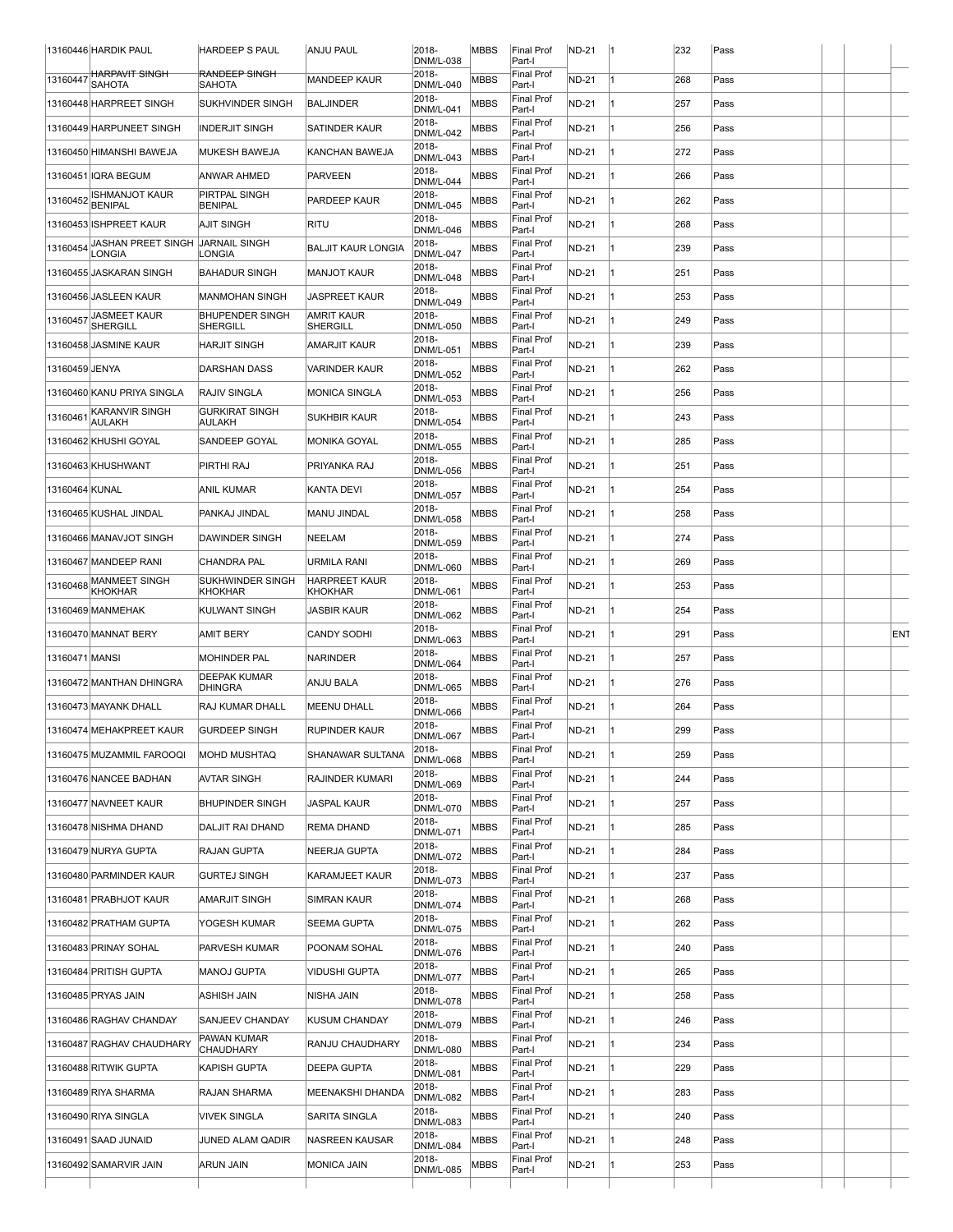| | | | | | | | | | | | | | |
|---|---|---|---|---|---|---|---|---|---|---|---|---|---|
| 13160446 | HARDIK PAUL | HARDEEP S PAUL | ANJU PAUL | 2018-DNM/L-038 | MBBS | Final Prof Part-I | ND-21 | 1 | 232 | Pass | | | |
| 13160447 | HARPAVIT SINGH SAHOTA | RANDEEP SINGH SAHOTA | MANDEEP KAUR | 2018-DNM/L-040 | MBBS | Final Prof Part-I | ND-21 | 1 | 268 | Pass | | | |
| 13160448 | HARPREET SINGH | SUKHVINDER SINGH | BALJINDER | 2018-DNM/L-041 | MBBS | Final Prof Part-I | ND-21 | 1 | 257 | Pass | | | |
| 13160449 | HARPUNEET SINGH | INDERJIT SINGH | SATINDER KAUR | 2018-DNM/L-042 | MBBS | Final Prof Part-I | ND-21 | 1 | 256 | Pass | | | |
| 13160450 | HIMANSHI BAWEJA | MUKESH BAWEJA | KANCHAN BAWEJA | 2018-DNM/L-043 | MBBS | Final Prof Part-I | ND-21 | 1 | 272 | Pass | | | |
| 13160451 | IQRA BEGUM | ANWAR AHMED | PARVEEN | 2018-DNM/L-044 | MBBS | Final Prof Part-I | ND-21 | 1 | 266 | Pass | | | |
| 13160452 | ISHMANJOT KAUR BENIPAL | PIRTPAL SINGH BENIPAL | PARDEEP KAUR | 2018-DNM/L-045 | MBBS | Final Prof Part-I | ND-21 | 1 | 262 | Pass | | | |
| 13160453 | ISHPREET KAUR | AJIT SINGH | RITU | 2018-DNM/L-046 | MBBS | Final Prof Part-I | ND-21 | 1 | 268 | Pass | | | |
| 13160454 | JASHAN PREET SINGH LONGIA | JARNAIL SINGH LONGIA | BALJIT KAUR LONGIA | 2018-DNM/L-047 | MBBS | Final Prof Part-I | ND-21 | 1 | 239 | Pass | | | |
| 13160455 | JASKARAN SINGH | BAHADUR SINGH | MANJOT KAUR | 2018-DNM/L-048 | MBBS | Final Prof Part-I | ND-21 | 1 | 251 | Pass | | | |
| 13160456 | JASLEEN KAUR | MANMOHAN SINGH | JASPREET KAUR | 2018-DNM/L-049 | MBBS | Final Prof Part-I | ND-21 | 1 | 253 | Pass | | | |
| 13160457 | JASMEET KAUR SHERGILL | BHUPENDER SINGH SHERGILL | AMRIT KAUR SHERGILL | 2018-DNM/L-050 | MBBS | Final Prof Part-I | ND-21 | 1 | 249 | Pass | | | |
| 13160458 | JASMINE KAUR | HARJIT SINGH | AMARJIT KAUR | 2018-DNM/L-051 | MBBS | Final Prof Part-I | ND-21 | 1 | 239 | Pass | | | |
| 13160459 | JENYA | DARSHAN DASS | VARINDER KAUR | 2018-DNM/L-052 | MBBS | Final Prof Part-I | ND-21 | 1 | 262 | Pass | | | |
| 13160460 | KANU PRIYA SINGLA | RAJIV SINGLA | MONICA SINGLA | 2018-DNM/L-053 | MBBS | Final Prof Part-I | ND-21 | 1 | 256 | Pass | | | |
| 13160461 | KARANVIR SINGH AULAKH | GURKIRAT SINGH AULAKH | SUKHBIR KAUR | 2018-DNM/L-054 | MBBS | Final Prof Part-I | ND-21 | 1 | 243 | Pass | | | |
| 13160462 | KHUSHI GOYAL | SANDEEP GOYAL | MONIKA GOYAL | 2018-DNM/L-055 | MBBS | Final Prof Part-I | ND-21 | 1 | 285 | Pass | | | |
| 13160463 | KHUSHWANT | PIRTHI RAJ | PRIYANKA RAJ | 2018-DNM/L-056 | MBBS | Final Prof Part-I | ND-21 | 1 | 251 | Pass | | | |
| 13160464 | KUNAL | ANIL KUMAR | KANTA DEVI | 2018-DNM/L-057 | MBBS | Final Prof Part-I | ND-21 | 1 | 254 | Pass | | | |
| 13160465 | KUSHAL JINDAL | PANKAJ JINDAL | MANU JINDAL | 2018-DNM/L-058 | MBBS | Final Prof Part-I | ND-21 | 1 | 258 | Pass | | | |
| 13160466 | MANAVJOT SINGH | DAWINDER SINGH | NEELAM | 2018-DNM/L-059 | MBBS | Final Prof Part-I | ND-21 | 1 | 274 | Pass | | | |
| 13160467 | MANDEEP RANI | CHANDRA PAL | URMILA RANI | 2018-DNM/L-060 | MBBS | Final Prof Part-I | ND-21 | 1 | 269 | Pass | | | |
| 13160468 | MANMEET SINGH KHOKHAR | SUKHWINDER SINGH KHOKHAR | HARPREET KAUR KHOKHAR | 2018-DNM/L-061 | MBBS | Final Prof Part-I | ND-21 | 1 | 253 | Pass | | | |
| 13160469 | MANMEHAK | KULWANT SINGH | JASBIR KAUR | 2018-DNM/L-062 | MBBS | Final Prof Part-I | ND-21 | 1 | 254 | Pass | | | |
| 13160470 | MANNAT BERY | AMIT BERY | CANDY SODHI | 2018-DNM/L-063 | MBBS | Final Prof Part-I | ND-21 | 1 | 291 | Pass | | | ENT |
| 13160471 | MANSI | MOHINDER PAL | NARINDER | 2018-DNM/L-064 | MBBS | Final Prof Part-I | ND-21 | 1 | 257 | Pass | | | |
| 13160472 | MANTHAN DHINGRA | DEEPAK KUMAR DHINGRA | ANJU BALA | 2018-DNM/L-065 | MBBS | Final Prof Part-I | ND-21 | 1 | 276 | Pass | | | |
| 13160473 | MAYANK DHALL | RAJ KUMAR DHALL | MEENU DHALL | 2018-DNM/L-066 | MBBS | Final Prof Part-I | ND-21 | 1 | 264 | Pass | | | |
| 13160474 | MEHAKPREET KAUR | GURDEEP SINGH | RUPINDER KAUR | 2018-DNM/L-067 | MBBS | Final Prof Part-I | ND-21 | 1 | 299 | Pass | | | |
| 13160475 | MUZAMMIL FAROOQI | MOHD MUSHTAQ | SHANAWAR SULTANA | 2018-DNM/L-068 | MBBS | Final Prof Part-I | ND-21 | 1 | 259 | Pass | | | |
| 13160476 | NANCEE BADHAN | AVTAR SINGH | RAJINDER KUMARI | 2018-DNM/L-069 | MBBS | Final Prof Part-I | ND-21 | 1 | 244 | Pass | | | |
| 13160477 | NAVNEET KAUR | BHUPINDER SINGH | JASPAL KAUR | 2018-DNM/L-070 | MBBS | Final Prof Part-I | ND-21 | 1 | 257 | Pass | | | |
| 13160478 | NISHMA DHAND | DALJIT RAI DHAND | REMA DHAND | 2018-DNM/L-071 | MBBS | Final Prof Part-I | ND-21 | 1 | 285 | Pass | | | |
| 13160479 | NURYA GUPTA | RAJAN GUPTA | NEERJA GUPTA | 2018-DNM/L-072 | MBBS | Final Prof Part-I | ND-21 | 1 | 284 | Pass | | | |
| 13160480 | PARMINDER KAUR | GURTEJ SINGH | KARAMJEET KAUR | 2018-DNM/L-073 | MBBS | Final Prof Part-I | ND-21 | 1 | 237 | Pass | | | |
| 13160481 | PRABHJOT KAUR | AMARJIT SINGH | SIMRAN KAUR | 2018-DNM/L-074 | MBBS | Final Prof Part-I | ND-21 | 1 | 268 | Pass | | | |
| 13160482 | PRATHAM GUPTA | YOGESH KUMAR | SEEMA GUPTA | 2018-DNM/L-075 | MBBS | Final Prof Part-I | ND-21 | 1 | 262 | Pass | | | |
| 13160483 | PRINAY SOHAL | PARVESH KUMAR | POONAM SOHAL | 2018-DNM/L-076 | MBBS | Final Prof Part-I | ND-21 | 1 | 240 | Pass | | | |
| 13160484 | PRITISH GUPTA | MANOJ GUPTA | VIDUSHI GUPTA | 2018-DNM/L-077 | MBBS | Final Prof Part-I | ND-21 | 1 | 265 | Pass | | | |
| 13160485 | PRYAS JAIN | ASHISH JAIN | NISHA JAIN | 2018-DNM/L-078 | MBBS | Final Prof Part-I | ND-21 | 1 | 258 | Pass | | | |
| 13160486 | RAGHAV CHANDAY | SANJEEV CHANDAY | KUSUM CHANDAY | 2018-DNM/L-079 | MBBS | Final Prof Part-I | ND-21 | 1 | 246 | Pass | | | |
| 13160487 | RAGHAV CHAUDHARY | PAWAN KUMAR CHAUDHARY | RANJU CHAUDHARY | 2018-DNM/L-080 | MBBS | Final Prof Part-I | ND-21 | 1 | 234 | Pass | | | |
| 13160488 | RITWIK GUPTA | KAPISH GUPTA | DEEPA GUPTA | 2018-DNM/L-081 | MBBS | Final Prof Part-I | ND-21 | 1 | 229 | Pass | | | |
| 13160489 | RIYA SHARMA | RAJAN SHARMA | MEENAKSHI DHANDA | 2018-DNM/L-082 | MBBS | Final Prof Part-I | ND-21 | 1 | 283 | Pass | | | |
| 13160490 | RIYA SINGLA | VIVEK SINGLA | SARITA SINGLA | 2018-DNM/L-083 | MBBS | Final Prof Part-I | ND-21 | 1 | 240 | Pass | | | |
| 13160491 | SAAD JUNAID | JUNED ALAM QADIR | NASREEN KAUSAR | 2018-DNM/L-084 | MBBS | Final Prof Part-I | ND-21 | 1 | 248 | Pass | | | |
| 13160492 | SAMARVIR JAIN | ARUN JAIN | MONICA JAIN | 2018-DNM/L-085 | MBBS | Final Prof Part-I | ND-21 | 1 | 253 | Pass | | | |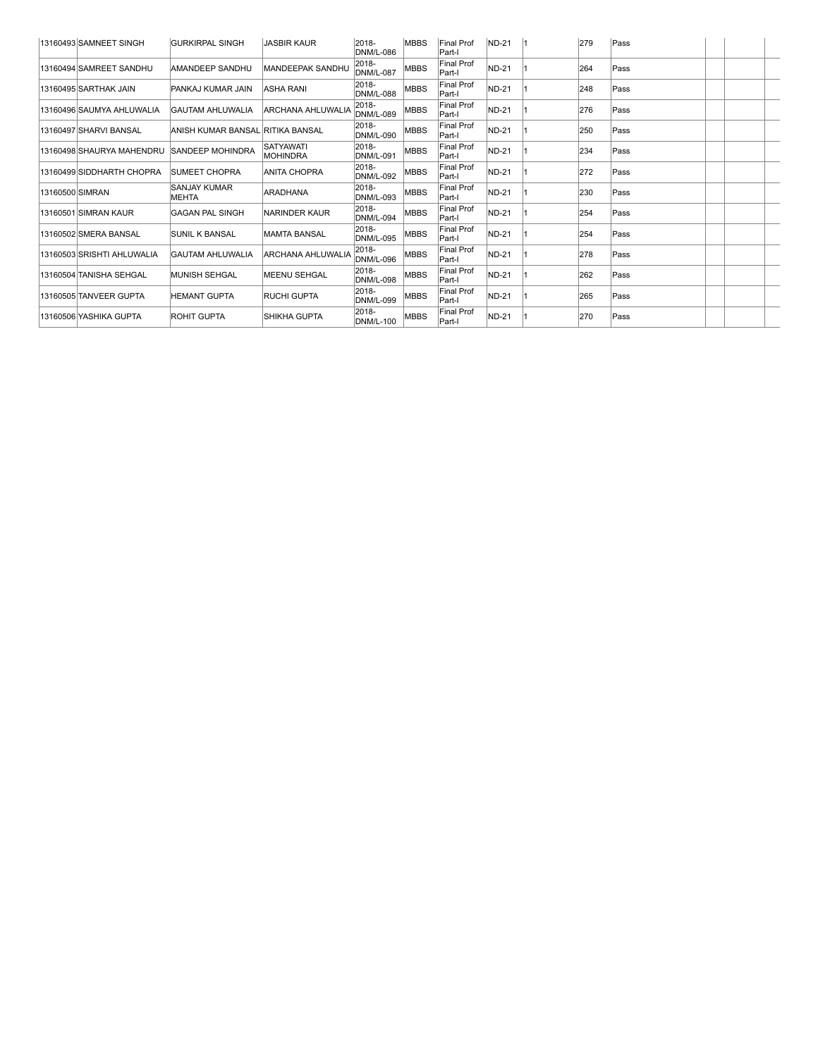| | | | | | | | | | | | | | |
|---|---|---|---|---|---|---|---|---|---|---|---|---|---|
| 13160493 | SAMNEET SINGH | GURKIRPAL SINGH | JASBIR KAUR | 2018-DNM/L-086 | MBBS | Final Prof Part-I | ND-21 | 1 | 279 | Pass | | | |
| 13160494 | SAMREET SANDHU | AMANDEEP SANDHU | MANDEEPAK SANDHU | 2018-DNM/L-087 | MBBS | Final Prof Part-I | ND-21 | 1 | 264 | Pass | | | |
| 13160495 | SARTHAK JAIN | PANKAJ KUMAR JAIN | ASHA RANI | 2018-DNM/L-088 | MBBS | Final Prof Part-I | ND-21 | 1 | 248 | Pass | | | |
| 13160496 | SAUMYA AHLUWALIA | GAUTAM AHLUWALIA | ARCHANA AHLUWALIA | 2018-DNM/L-089 | MBBS | Final Prof Part-I | ND-21 | 1 | 276 | Pass | | | |
| 13160497 | SHARVI BANSAL | ANISH KUMAR BANSAL | RITIKA BANSAL | 2018-DNM/L-090 | MBBS | Final Prof Part-I | ND-21 | 1 | 250 | Pass | | | |
| 13160498 | SHAURYA MAHENDRU | SANDEEP MOHINDRA | SATYAWATI MOHINDRA | 2018-DNM/L-091 | MBBS | Final Prof Part-I | ND-21 | 1 | 234 | Pass | | | |
| 13160499 | SIDDHARTH CHOPRA | SUMEET CHOPRA | ANITA CHOPRA | 2018-DNM/L-092 | MBBS | Final Prof Part-I | ND-21 | 1 | 272 | Pass | | | |
| 13160500 | SIMRAN | SANJAY KUMAR MEHTA | ARADHANA | 2018-DNM/L-093 | MBBS | Final Prof Part-I | ND-21 | 1 | 230 | Pass | | | |
| 13160501 | SIMRAN KAUR | GAGAN PAL SINGH | NARINDER KAUR | 2018-DNM/L-094 | MBBS | Final Prof Part-I | ND-21 | 1 | 254 | Pass | | | |
| 13160502 | SMERA BANSAL | SUNIL K BANSAL | MAMTA BANSAL | 2018-DNM/L-095 | MBBS | Final Prof Part-I | ND-21 | 1 | 254 | Pass | | | |
| 13160503 | SRISHTI AHLUWALIA | GAUTAM AHLUWALIA | ARCHANA AHLUWALIA | 2018-DNM/L-096 | MBBS | Final Prof Part-I | ND-21 | 1 | 278 | Pass | | | |
| 13160504 | TANISHA SEHGAL | MUNISH SEHGAL | MEENU SEHGAL | 2018-DNM/L-098 | MBBS | Final Prof Part-I | ND-21 | 1 | 262 | Pass | | | |
| 13160505 | TANVEER GUPTA | HEMANT GUPTA | RUCHI GUPTA | 2018-DNM/L-099 | MBBS | Final Prof Part-I | ND-21 | 1 | 265 | Pass | | | |
| 13160506 | YASHIKA GUPTA | ROHIT GUPTA | SHIKHA GUPTA | 2018-DNM/L-100 | MBBS | Final Prof Part-I | ND-21 | 1 | 270 | Pass | | | |